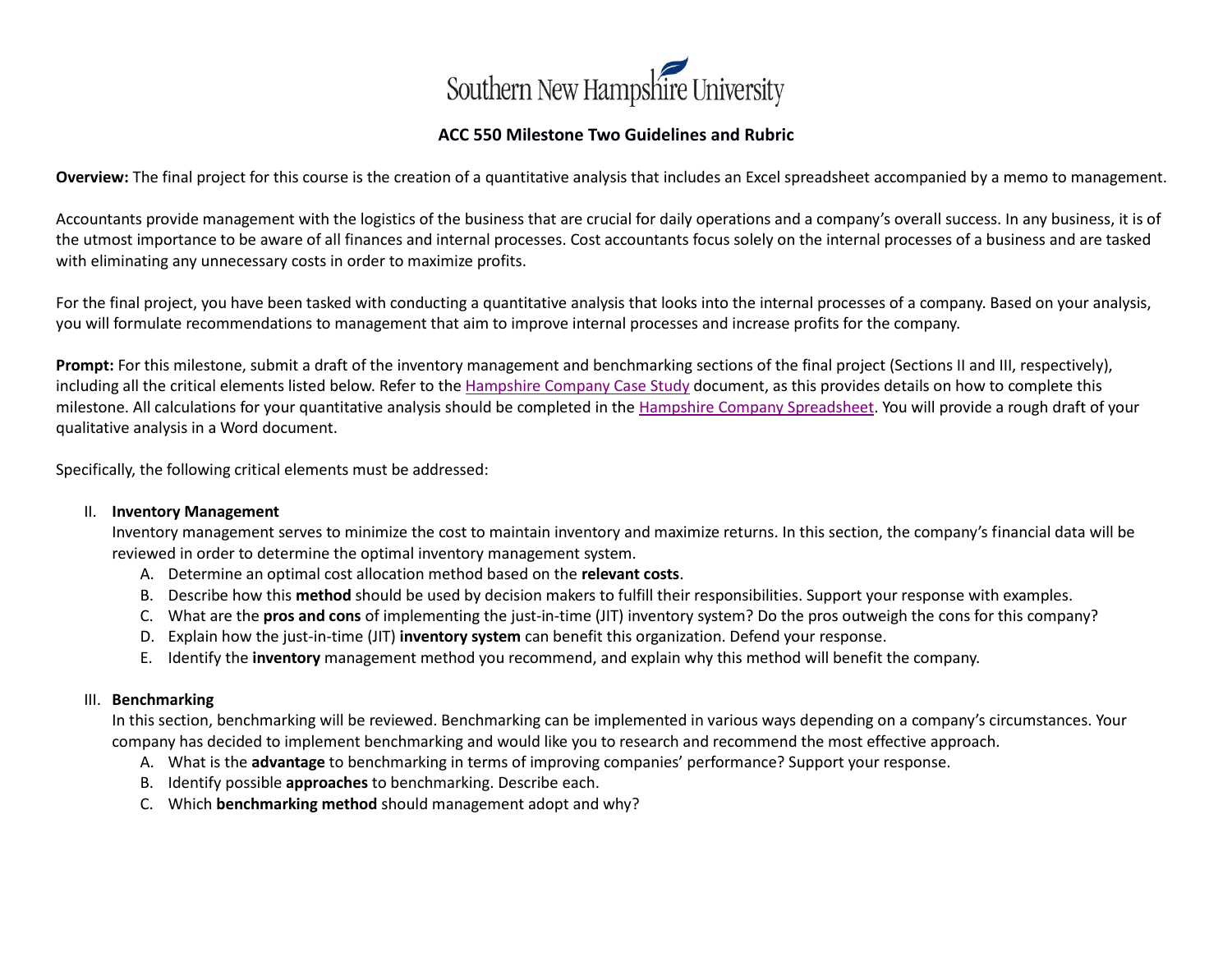Southern New Hampshire University

# ACC 550 Milestone Two Guidelines and Rubric

**Overview:** The final project for this course is the creation of a quantitative analysis that includes an Excel spreadsheet accompanied by a memo to management.

Accountants provide management with the logistics of the business that are crucial for daily operations and a company's overall success. In any business, it is of the utmost importance to be aware of all finances and internal processes. Cost accountants focus solely on the internal processes of a business and are tasked with eliminating any unnecessary costs in order to maximize profits.

For the final project, you have been tasked with conducting a quantitative analysis that looks into the internal processes of a company. Based on your analysis, you will formulate recommendations to management that aim to improve internal processes and increase profits for the company.

**Prompt:** For this milestone, submit a draft of the inventory management and benchmarking sections of the final project (Sections II and III, respectively), including all the critical elements listed below. Refer to the Hampshire Company Case Study document, as this provides details on how to complete this milestone. All calculations for your quantitative analysis should be completed in the Hampshire Company Spreadsheet. You will provide a rough draft of your qualitative analysis in a Word document.

Specifically, the following critical elements must be addressed:

II. **Inventory Management**
Inventory management serves to minimize the cost to maintain inventory and maximize returns. In this section, the company's financial data will be reviewed in order to determine the optimal inventory management system.

A. Determine an optimal cost allocation method based on the **relevant costs**.
B. Describe how this **method** should be used by decision makers to fulfill their responsibilities. Support your response with examples.
C. What are the **pros and cons** of implementing the just-in-time (JIT) inventory system? Do the pros outweigh the cons for this company?
D. Explain how the just-in-time (JIT) **inventory system** can benefit this organization. Defend your response.
E. Identify the **inventory** management method you recommend, and explain why this method will benefit the company.

III. **Benchmarking**
In this section, benchmarking will be reviewed. Benchmarking can be implemented in various ways depending on a company's circumstances. Your company has decided to implement benchmarking and would like you to research and recommend the most effective approach.

A. What is the **advantage** to benchmarking in terms of improving companies' performance? Support your response.
B. Identify possible **approaches** to benchmarking. Describe each.
C. Which **benchmarking method** should management adopt and why?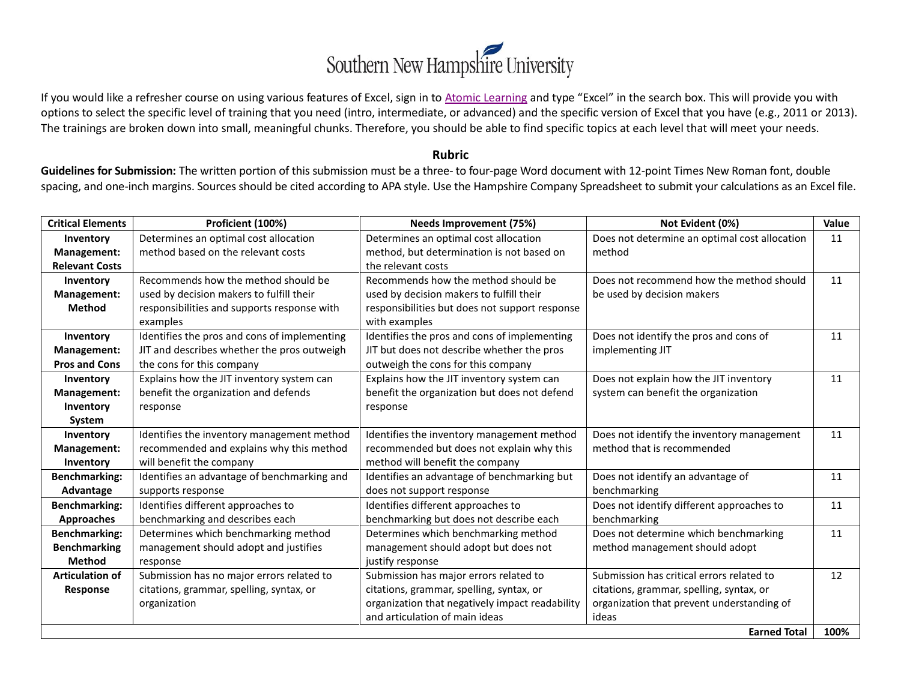If you would like a refresher course on using various features of Excel, sign in to [Atomic Learning] and type "Excel" in the search box. This will provide you with options to select the specific level of training that you need (intro, intermediate, or advanced) and the specific version of Excel that you have (e.g., 2011 or 2013). The trainings are broken down into small, meaningful chunks. Therefore, you should be able to find specific topics at each level that will meet your needs.

## Rubric

**Guidelines for Submission:** The written portion of this submission must be a three- to four-page Word document with 12-point Times New Roman font, double spacing, and one-inch margins. Sources should be cited according to APA style. Use the Hampshire Company Spreadsheet to submit your calculations as an Excel file.

| Critical Elements | Proficient (100%) | Needs Improvement (75%) | Not Evident (0%) | Value |
|---|---|---|---|---|
| **Inventory Management: Relevant Costs** | Determines an optimal cost allocation method based on the relevant costs | Determines an optimal cost allocation method, but determination is not based on the relevant costs | Does not determine an optimal cost allocation method | 11 |
| **Inventory Management: Method** | Recommends how the method should be used by decision makers to fulfill their responsibilities and supports response with examples | Recommends how the method should be used by decision makers to fulfill their responsibilities but does not support response with examples | Does not recommend how the method should be used by decision makers | 11 |
| **Inventory Management: Pros and Cons** | Identifies the pros and cons of implementing JIT and describes whether the pros outweigh the cons for this company | Identifies the pros and cons of implementing JIT but does not describe whether the pros outweigh the cons for this company | Does not identify the pros and cons of implementing JIT | 11 |
| **Inventory Management: Inventory System** | Explains how the JIT inventory system can benefit the organization and defends response | Explains how the JIT inventory system can benefit the organization but does not defend response | Does not explain how the JIT inventory system can benefit the organization | 11 |
| **Inventory Management: Inventory** | Identifies the inventory management method recommended and explains why this method will benefit the company | Identifies the inventory management method recommended but does not explain why this method will benefit the company | Does not identify the inventory management method that is recommended | 11 |
| **Benchmarking: Advantage** | Identifies an advantage of benchmarking and supports response | Identifies an advantage of benchmarking but does not support response | Does not identify an advantage of benchmarking | 11 |
| **Benchmarking: Approaches** | Identifies different approaches to benchmarking and describes each | Identifies different approaches to benchmarking but does not describe each | Does not identify different approaches to benchmarking | 11 |
| **Benchmarking: Benchmarking Method** | Determines which benchmarking method management should adopt and justifies response | Determines which benchmarking method management should adopt but does not justify response | Does not determine which benchmarking method management should adopt | 11 |
| **Articulation of Response** | Submission has no major errors related to citations, grammar, spelling, syntax, or organization | Submission has major errors related to citations, grammar, spelling, syntax, or organization that negatively impact readability and articulation of main ideas | Submission has critical errors related to citations, grammar, spelling, syntax, or organization that prevent understanding of ideas | 12 |
| | | | **Earned Total** | **100%** |